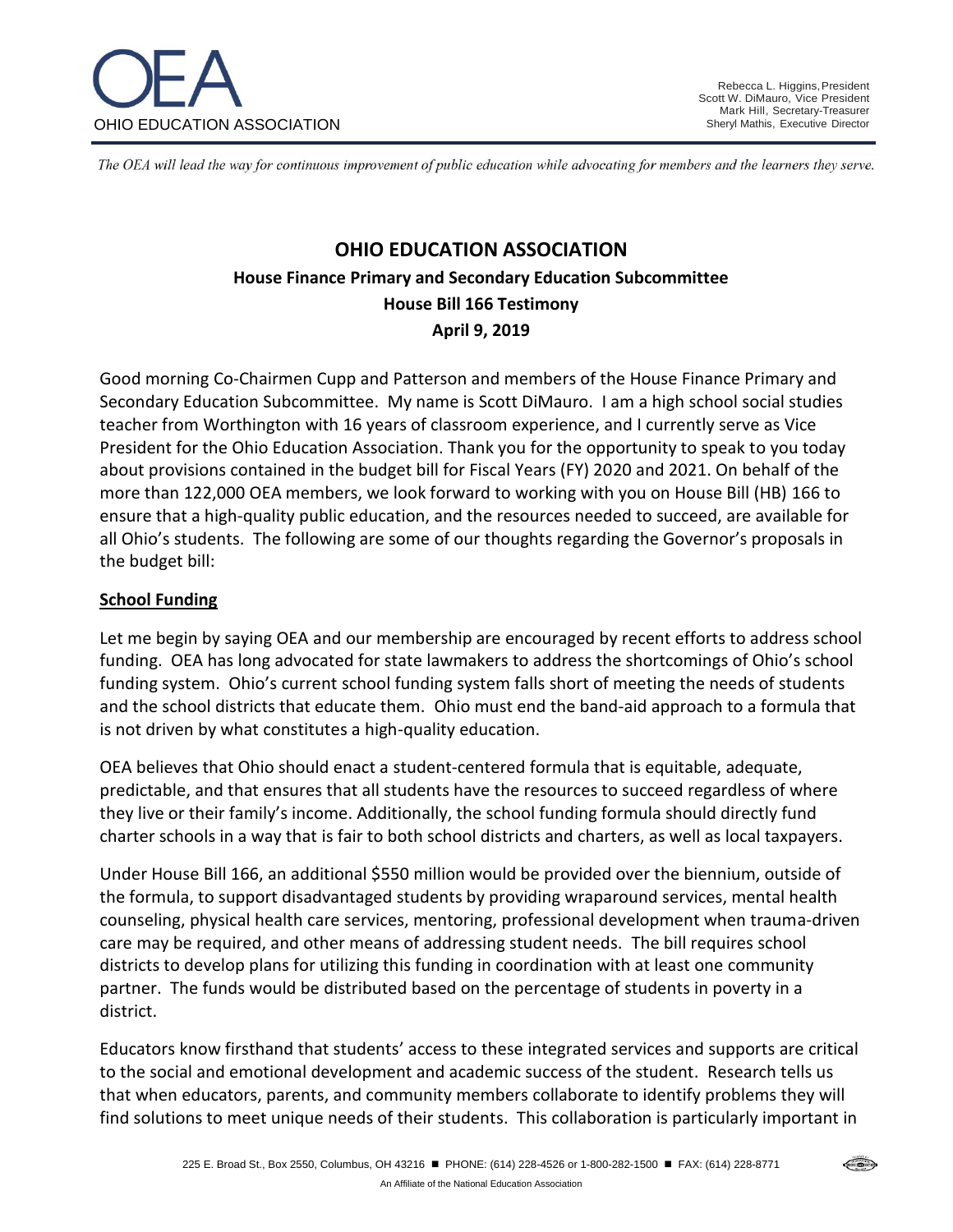OHIO EDUCATION ASSOCIATION

Rebecca L. Higgins, President
Scott W. DiMauro, Vice President
Mark Hill, Secretary-Treasurer
Sheryl Mathis, Executive Director

*The OEA will lead the way for continuous improvement of public education while advocating for members and the learners they serve.*

# OHIO EDUCATION ASSOCIATION

## House Finance Primary and Secondary Education Subcommittee
## House Bill 166 Testimony
## April 9, 2019

Good morning Co-Chairmen Cupp and Patterson and members of the House Finance Primary and Secondary Education Subcommittee. My name is Scott DiMauro. I am a high school social studies teacher from Worthington with 16 years of classroom experience, and I currently serve as Vice President for the Ohio Education Association. Thank you for the opportunity to speak to you today about provisions contained in the budget bill for Fiscal Years (FY) 2020 and 2021. On behalf of the more than 122,000 OEA members, we look forward to working with you on House Bill (HB) 166 to ensure that a high-quality public education, and the resources needed to succeed, are available for all Ohio's students. The following are some of our thoughts regarding the Governor's proposals in the budget bill:

### School Funding

Let me begin by saying OEA and our membership are encouraged by recent efforts to address school funding. OEA has long advocated for state lawmakers to address the shortcomings of Ohio's school funding system. Ohio's current school funding system falls short of meeting the needs of students and the school districts that educate them. Ohio must end the band-aid approach to a formula that is not driven by what constitutes a high-quality education.

OEA believes that Ohio should enact a student-centered formula that is equitable, adequate, predictable, and that ensures that all students have the resources to succeed regardless of where they live or their family's income. Additionally, the school funding formula should directly fund charter schools in a way that is fair to both school districts and charters, as well as local taxpayers.

Under House Bill 166, an additional $550 million would be provided over the biennium, outside of the formula, to support disadvantaged students by providing wraparound services, mental health counseling, physical health care services, mentoring, professional development when trauma-driven care may be required, and other means of addressing student needs. The bill requires school districts to develop plans for utilizing this funding in coordination with at least one community partner. The funds would be distributed based on the percentage of students in poverty in a district.

Educators know firsthand that students' access to these integrated services and supports are critical to the social and emotional development and academic success of the student. Research tells us that when educators, parents, and community members collaborate to identify problems they will find solutions to meet unique needs of their students. This collaboration is particularly important in

225 E. Broad St., Box 2550, Columbus, OH 43216 ■ PHONE: (614) 228-4526 or 1-800-282-1500 ■ FAX: (614) 228-8771

An Affiliate of the National Education Association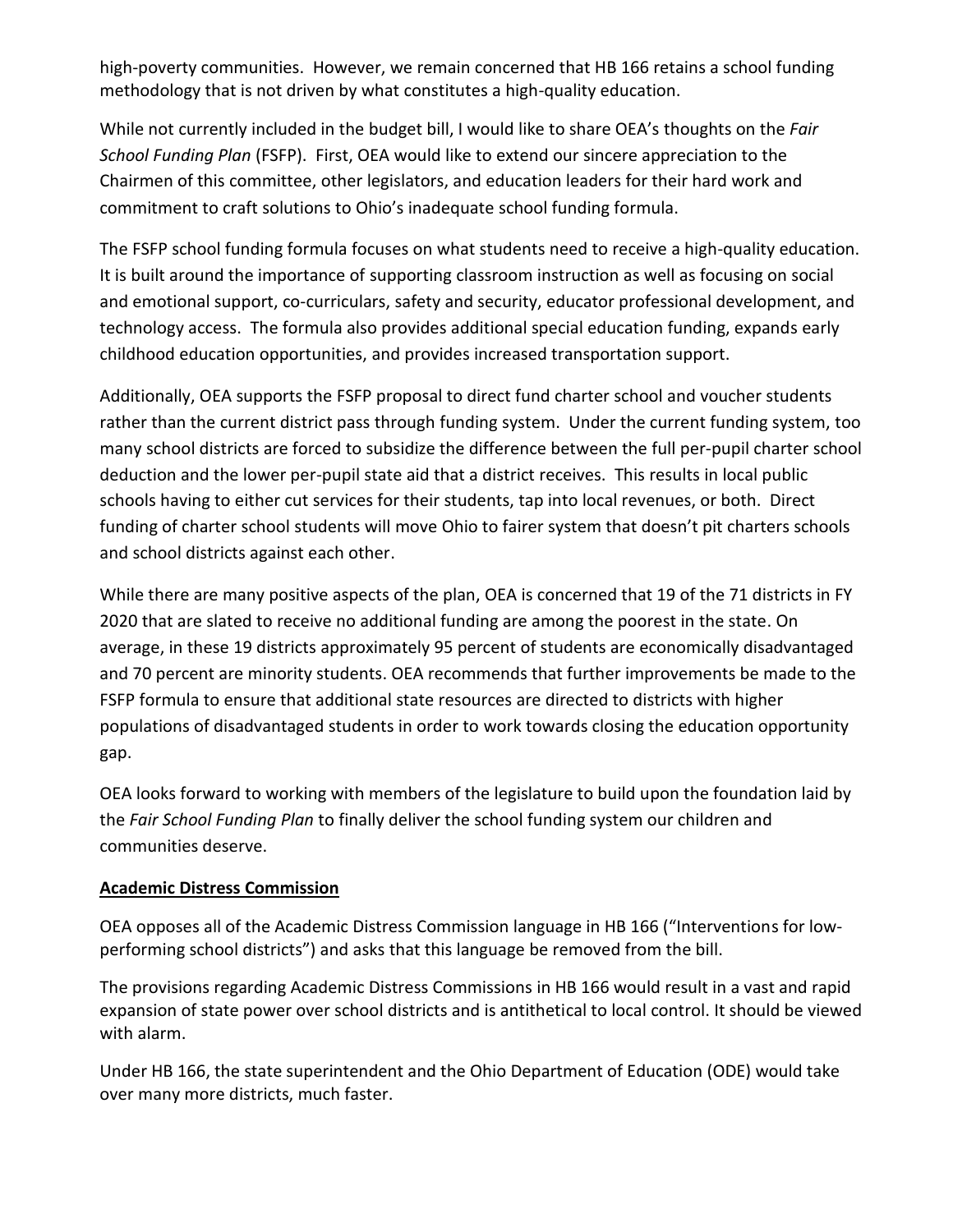high-poverty communities. However, we remain concerned that HB 166 retains a school funding methodology that is not driven by what constitutes a high-quality education.

While not currently included in the budget bill, I would like to share OEA's thoughts on the *Fair School Funding Plan* (FSFP). First, OEA would like to extend our sincere appreciation to the Chairmen of this committee, other legislators, and education leaders for their hard work and commitment to craft solutions to Ohio's inadequate school funding formula.

The FSFP school funding formula focuses on what students need to receive a high-quality education. It is built around the importance of supporting classroom instruction as well as focusing on social and emotional support, co-curriculars, safety and security, educator professional development, and technology access. The formula also provides additional special education funding, expands early childhood education opportunities, and provides increased transportation support.

Additionally, OEA supports the FSFP proposal to direct fund charter school and voucher students rather than the current district pass through funding system. Under the current funding system, too many school districts are forced to subsidize the difference between the full per-pupil charter school deduction and the lower per-pupil state aid that a district receives. This results in local public schools having to either cut services for their students, tap into local revenues, or both. Direct funding of charter school students will move Ohio to fairer system that doesn't pit charters schools and school districts against each other.

While there are many positive aspects of the plan, OEA is concerned that 19 of the 71 districts in FY 2020 that are slated to receive no additional funding are among the poorest in the state. On average, in these 19 districts approximately 95 percent of students are economically disadvantaged and 70 percent are minority students. OEA recommends that further improvements be made to the FSFP formula to ensure that additional state resources are directed to districts with higher populations of disadvantaged students in order to work towards closing the education opportunity gap.

OEA looks forward to working with members of the legislature to build upon the foundation laid by the *Fair School Funding Plan* to finally deliver the school funding system our children and communities deserve.

**Academic Distress Commission**

OEA opposes all of the Academic Distress Commission language in HB 166 ("Interventions for low-performing school districts") and asks that this language be removed from the bill.

The provisions regarding Academic Distress Commissions in HB 166 would result in a vast and rapid expansion of state power over school districts and is antithetical to local control. It should be viewed with alarm.

Under HB 166, the state superintendent and the Ohio Department of Education (ODE) would take over many more districts, much faster.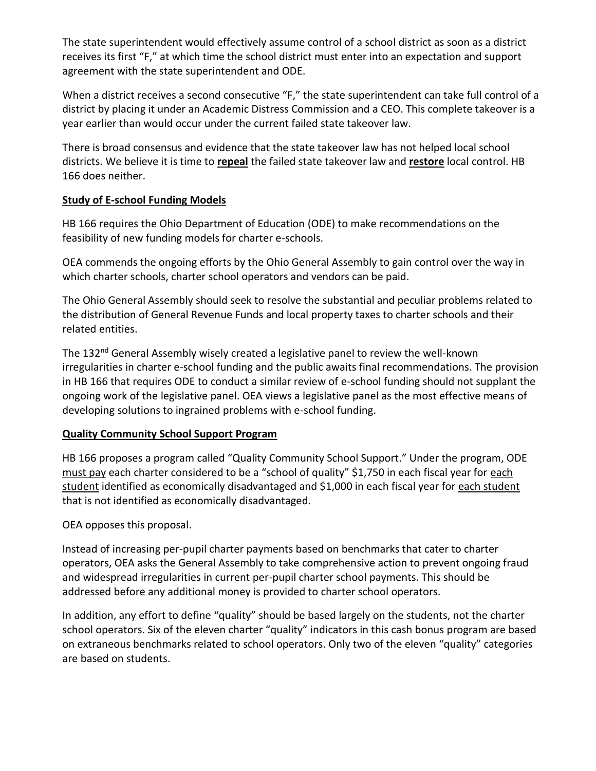The state superintendent would effectively assume control of a school district as soon as a district receives its first "F," at which time the school district must enter into an expectation and support agreement with the state superintendent and ODE.

When a district receives a second consecutive "F," the state superintendent can take full control of a district by placing it under an Academic Distress Commission and a CEO. This complete takeover is a year earlier than would occur under the current failed state takeover law.

There is broad consensus and evidence that the state takeover law has not helped local school districts. We believe it is time to <u>**repeal**</u> the failed state takeover law and <u>**restore**</u> local control. HB 166 does neither.

<u>**Study of E-school Funding Models**</u>

HB 166 requires the Ohio Department of Education (ODE) to make recommendations on the feasibility of new funding models for charter e-schools.

OEA commends the ongoing efforts by the Ohio General Assembly to gain control over the way in which charter schools, charter school operators and vendors can be paid.

The Ohio General Assembly should seek to resolve the substantial and peculiar problems related to the distribution of General Revenue Funds and local property taxes to charter schools and their related entities.

The 132nd General Assembly wisely created a legislative panel to review the well-known irregularities in charter e-school funding and the public awaits final recommendations. The provision in HB 166 that requires ODE to conduct a similar review of e-school funding should not supplant the ongoing work of the legislative panel. OEA views a legislative panel as the most effective means of developing solutions to ingrained problems with e-school funding.

<u>**Quality Community School Support Program**</u>

HB 166 proposes a program called "Quality Community School Support." Under the program, ODE <u>must pay</u> each charter considered to be a "school of quality" $1,750 in each fiscal year for <u>each student</u> identified as economically disadvantaged and $1,000 in each fiscal year for <u>each student</u> that is not identified as economically disadvantaged.

OEA opposes this proposal.

Instead of increasing per-pupil charter payments based on benchmarks that cater to charter operators, OEA asks the General Assembly to take comprehensive action to prevent ongoing fraud and widespread irregularities in current per-pupil charter school payments. This should be addressed before any additional money is provided to charter school operators.

In addition, any effort to define "quality" should be based largely on the students, not the charter school operators. Six of the eleven charter "quality" indicators in this cash bonus program are based on extraneous benchmarks related to school operators. Only two of the eleven "quality" categories are based on students.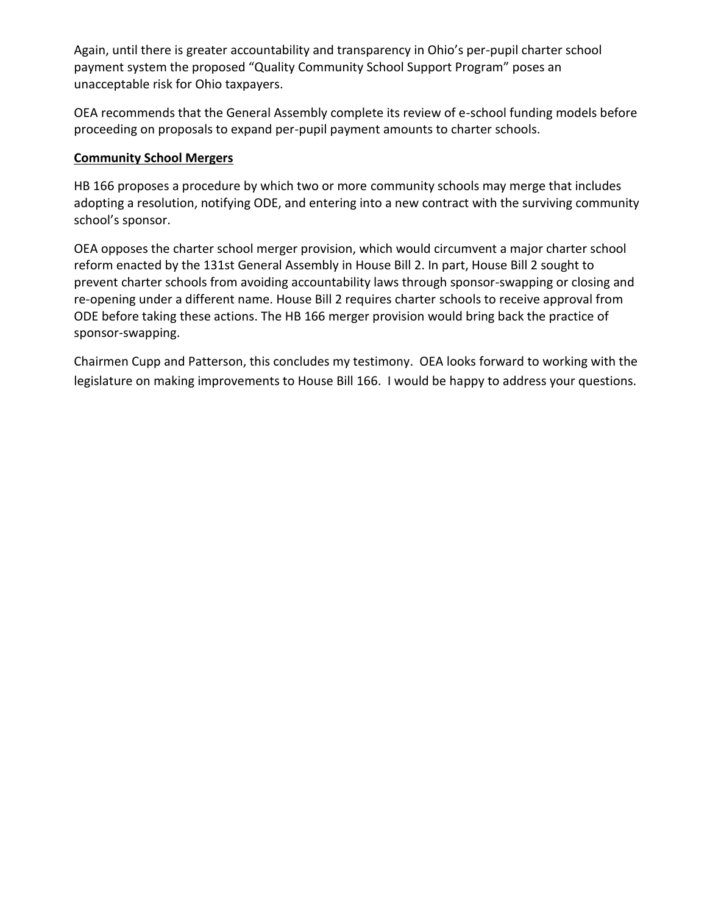Again, until there is greater accountability and transparency in Ohio's per-pupil charter school payment system the proposed "Quality Community School Support Program" poses an unacceptable risk for Ohio taxpayers.

OEA recommends that the General Assembly complete its review of e-school funding models before proceeding on proposals to expand per-pupil payment amounts to charter schools.

**Community School Mergers**

HB 166 proposes a procedure by which two or more community schools may merge that includes adopting a resolution, notifying ODE, and entering into a new contract with the surviving community school's sponsor.

OEA opposes the charter school merger provision, which would circumvent a major charter school reform enacted by the 131st General Assembly in House Bill 2. In part, House Bill 2 sought to prevent charter schools from avoiding accountability laws through sponsor-swapping or closing and re-opening under a different name. House Bill 2 requires charter schools to receive approval from ODE before taking these actions. The HB 166 merger provision would bring back the practice of sponsor-swapping.

Chairmen Cupp and Patterson, this concludes my testimony. OEA looks forward to working with the legislature on making improvements to House Bill 166. I would be happy to address your questions.